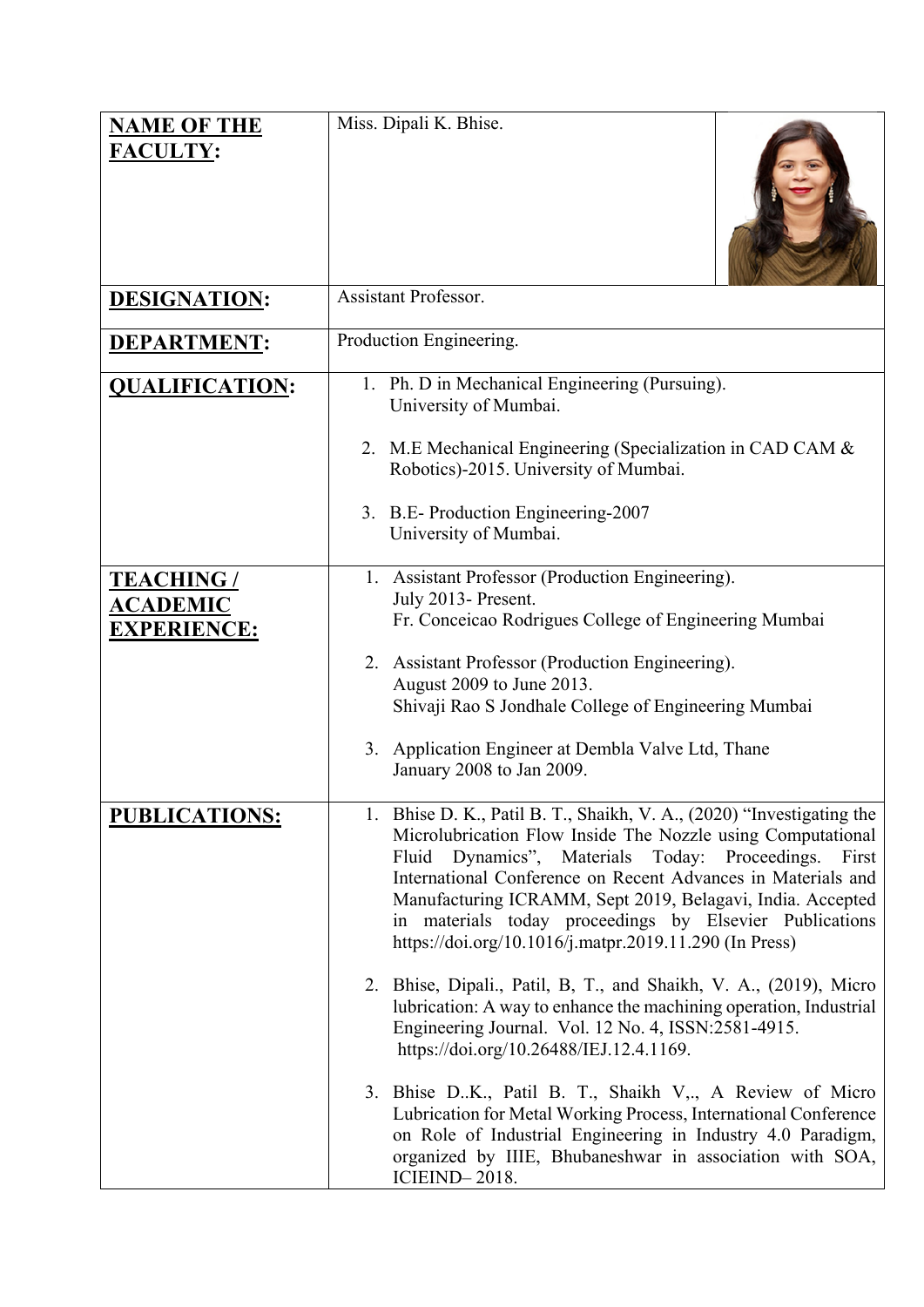| | |
|---|---|
| **NAME OF THE FACULTY:** | Miss. Dipali K. Bhise. |
| **DESIGNATION:** | Assistant Professor. |
| **DEPARTMENT:** | Production Engineering. |
| **QUALIFICATION:** | 1. Ph. D in Mechanical Engineering (Pursuing). University of Mumbai.<br><br>2. M.E Mechanical Engineering (Specialization in CAD CAM & Robotics)-2015. University of Mumbai.<br><br>3. B.E- Production Engineering-2007 University of Mumbai. |
| **TEACHING / ACADEMIC EXPERIENCE:** | 1. Assistant Professor (Production Engineering). July 2013- Present. Fr. Conceicao Rodrigues College of Engineering Mumbai<br><br>2. Assistant Professor (Production Engineering). August 2009 to June 2013. Shivaji Rao S Jondhale College of Engineering Mumbai<br><br>3. Application Engineer at Dembla Valve Ltd, Thane January 2008 to Jan 2009. |
| **PUBLICATIONS:** | 1. Bhise D. K., Patil B. T., Shaikh, V. A., (2020) "Investigating the Microlubrication Flow Inside The Nozzle using Computational Fluid Dynamics", Materials Today: Proceedings. First International Conference on Recent Advances in Materials and Manufacturing ICRAMM, Sept 2019, Belagavi, India. Accepted in materials today proceedings by Elsevier Publications https://doi.org/10.1016/j.matpr.2019.11.290 (In Press)<br><br>2. Bhise, Dipali., Patil, B, T., and Shaikh, V. A., (2019), Micro lubrication: A way to enhance the machining operation, Industrial Engineering Journal. Vol. 12 No. 4, ISSN:2581-4915. https://doi.org/10.26488/IEJ.12.4.1169.<br><br>3. Bhise D..K., Patil B. T., Shaikh V,., A Review of Micro Lubrication for Metal Working Process, International Conference on Role of Industrial Engineering in Industry 4.0 Paradigm, organized by IIIE, Bhubaneshwar in association with SOA, ICIEIND– 2018. |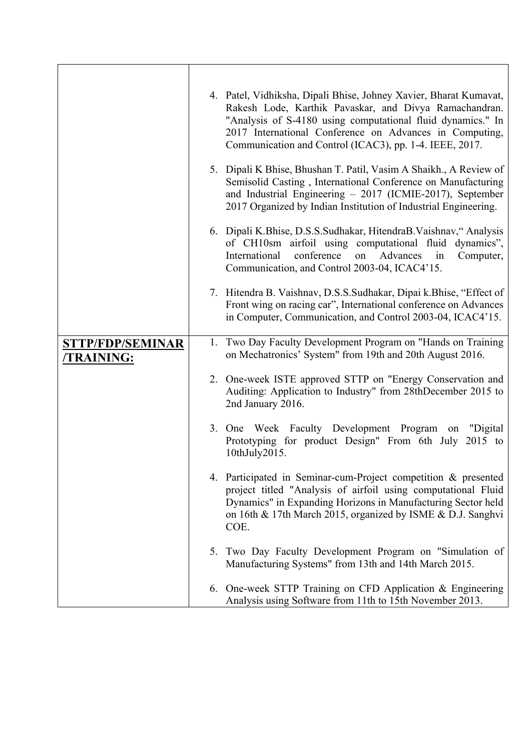| | |
|---|---|
| | 4. Patel, Vidhiksha, Dipali Bhise, Johney Xavier, Bharat Kumavat, Rakesh Lode, Karthik Pavaskar, and Divya Ramachandran. "Analysis of S-4180 using computational fluid dynamics." In 2017 International Conference on Advances in Computing, Communication and Control (ICAC3), pp. 1-4. IEEE, 2017.<br><br>5. Dipali K Bhise, Bhushan T. Patil, Vasim A Shaikh., A Review of Semisolid Casting , International Conference on Manufacturing and Industrial Engineering – 2017 (ICMIE-2017), September 2017 Organized by Indian Institution of Industrial Engineering.<br><br>6. Dipali K.Bhise, D.S.S.Sudhakar, HitendraB.Vaishnav,“ Analysis of CH10sm airfoil using computational fluid dynamics”, International conference on Advances in Computer, Communication, and Control 2003-04, ICAC4’15.<br><br>7. Hitendra B. Vaishnav, D.S.S.Sudhakar, Dipai k.Bhise, “Effect of Front wing on racing car”, International conference on Advances in Computer, Communication, and Control 2003-04, ICAC4’15. |
| **STTP/FDP/SEMINAR /TRAINING:** | 1. Two Day Faculty Development Program on "Hands on Training on Mechatronics’ System" from 19th and 20th August 2016.<br><br>2. One-week ISTE approved STTP on "Energy Conservation and Auditing: Application to Industry" from 28thDecember 2015 to 2nd January 2016.<br><br>3. One Week Faculty Development Program on "Digital Prototyping for product Design" From 6th July 2015 to 10thJuly2015.<br><br>4. Participated in Seminar-cum-Project competition & presented project titled "Analysis of airfoil using computational Fluid Dynamics" in Expanding Horizons in Manufacturing Sector held on 16th & 17th March 2015, organized by ISME & D.J. Sanghvi COE.<br><br>5. Two Day Faculty Development Program on "Simulation of Manufacturing Systems" from 13th and 14th March 2015.<br><br>6. One-week STTP Training on CFD Application & Engineering Analysis using Software from 11th to 15th November 2013. |